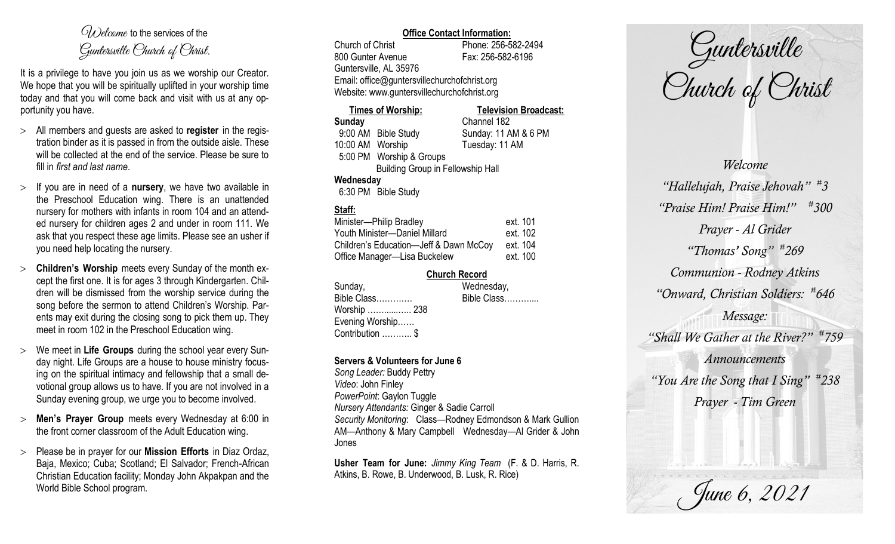*Welcome* to the services of the *Guntersville Church of Christ.*

It is a privilege to have you join us as we worship our Creator. We hope that you will be spiritually uplifted in your worship time today and that you will come back and visit with us at any opportunity you have.

- All members and guests are asked to **register** in the registration binder as it is passed in from the outside aisle. These will be collected at the end of the service. Please be sure to fill in *first and last name*.
- If you are in need of a **nursery**, we have two available in the Preschool Education wing. There is an unattended nursery for mothers with infants in room 104 and an attended nursery for children ages 2 and under in room 111. We ask that you respect these age limits. Please see an usher if you need help locating the nursery.
- **Children's Worship** meets every Sunday of the month except the first one. It is for ages 3 through Kindergarten. Children will be dismissed from the worship service during the song before the sermon to attend Children's Worship. Parents may exit during the closing song to pick them up. They meet in room 102 in the Preschool Education wing.
- We meet in **Life Groups** during the school year every Sunday night. Life Groups are a house to house ministry focusing on the spiritual intimacy and fellowship that a small devotional group allows us to have. If you are not involved in a Sunday evening group, we urge you to become involved.
- **Men's Prayer Group** meets every Wednesday at 6:00 in the front corner classroom of the Adult Education wing.
- Please be in prayer for our **Mission Efforts** in Diaz Ordaz, Baja, Mexico; Cuba; Scotland; El Salvador; French-African Christian Education facility; Monday John Akpakpan and the World Bible School program.

**Office Contact Information:**

Church of Christ — Phone: 256-582-2494
800 Gunter Avenue — Fax: 256-582-6196
Guntersville, AL 35976
Email: office@guntersvillechurchofchrist.org
Website: www.guntersvillechurchofchrist.org

**Times of Worship:**

**Sunday**
9:00 AM Bible Study
10:00 AM Worship
5:00 PM Worship & Groups
Building Group in Fellowship Hall

**Wednesday**
6:30 PM Bible Study

**Television Broadcast:**
Channel 182
Sunday: 11 AM & 6 PM
Tuesday: 11 AM

**Staff:**

| | |
|---|---|
| Minister—Philip Bradley | ext. 101 |
| Youth Minister—Daniel Millard | ext. 102 |
| Children's Education—Jeff & Dawn McCoy | ext. 104 |
| Office Manager—Lisa Buckelew | ext. 100 |

**Church Record**

| Sunday, | Wednesday, |
|---|---|
| Bible Class………… | Bible Class……….... |
| Worship …….....….. 238 | |
| Evening Worship…… | |
| Contribution ……….. $ | |

**Servers & Volunteers for June 6**

*Song Leader:* Buddy Pettry
*Video*: John Finley
*PowerPoint*: Gaylon Tuggle
*Nursery Attendants:* Ginger & Sadie Carroll
*Security Monitoring*: Class—Rodney Edmondson & Mark Gullion AM—Anthony & Mary Campbell Wednesday—Al Grider & John Jones

**Usher Team for June:** *Jimmy King Team* (F. & D. Harris, R. Atkins, B. Rowe, B. Underwood, B. Lusk, R. Rice)

# Guntersville Church of Christ

*Welcome*

*"Hallelujah, Praise Jehovah" #3*

*"Praise Him! Praise Him!" #300*

*Prayer - Al Grider*

*"Thomas' Song" #269*

*Communion - Rodney Atkins*

*"Onward, Christian Soldiers: #646*

*Message:*

*"Shall We Gather at the River?" #759*

*Announcements*

*"You Are the Song that I Sing" #238*

*Prayer - Tim Green*

*June 6, 2021*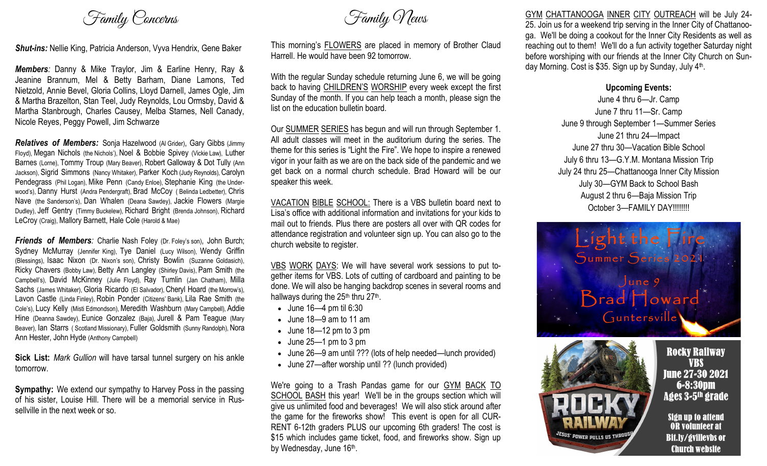# Family Concerns

***Shut-ins:*** Nellie King, Patricia Anderson, Vyva Hendrix, Gene Baker

***Members:*** Danny & Mike Traylor, Jim & Earline Henry, Ray & Jeanine Brannum, Mel & Betty Barham, Diane Lamons, Ted Nietzold, Annie Bevel, Gloria Collins, Lloyd Darnell, James Ogle, Jim & Martha Brazelton, Stan Teel, Judy Reynolds, Lou Ormsby, David & Martha Stanbrough, Charles Causey, Melba Starnes, Nell Canady, Nicole Reyes, Peggy Powell, Jim Schwarze

***Relatives of Members:*** Sonja Hazelwood (Al Grider), Gary Gibbs (Jimmy Floyd), Megan Nichols (the Nichols'), Noel & Bobbie Spivey (Vickie Law), Luther Barnes (Lorne), Tommy Troup (Mary Beaver), Robert Galloway & Dot Tully (Ann Jackson), Sigrid Simmons (Nancy Whitaker), Parker Koch (Judy Reynolds), Carolyn Pendegrass (Phil Logan), Mike Penn (Candy Enloe), Stephanie King (the Underwood's), Danny Hurst (Andra Pendergraft), Brad McCoy ( Belinda Ledbetter), Chris Nave (the Sanderson's), Dan Whalen (Deana Sawdey), Jackie Flowers (Margie Dudley), Jeff Gentry (Timmy Buckelew), Richard Bright (Brenda Johnson), Richard LeCroy (Craig), Mallory Barnett, Hale Cole (Harold & Mae)

***Friends of Members:*** Charlie Nash Foley (Dr. Foley's son), John Burch; Sydney McMurray (Jennifer King), Tye Daniel (Lucy Wilson), Wendy Griffin (Blessings), Isaac Nixon (Dr. Nixon's son), Christy Bowlin (Suzanne Goldasich), Ricky Chavers (Bobby Law), Betty Ann Langley (Shirley Davis), Pam Smith (the Campbell's), David McKinney (Julie Floyd), Ray Tumlin (Jan Chatham), Milla Sachs (James Whitaker), Gloria Ricardo (El Salvador), Cheryl Hoard (the Morrow's), Lavon Castle (Linda Finley), Robin Ponder (Citizens' Bank), Lila Rae Smith (the Cole's), Lucy Kelly (Misti Edmondson), Meredith Washburn (Mary Campbell), Addie Hine (Deanna Sawdey), Eunice Gonzalez (Baja), Jurell & Pam Teague (Mary Beaver), Ian Starrs ( Scotland Missionary), Fuller Goldsmith (Sunny Randolph), Nora Ann Hester, John Hyde (Anthony Campbell)

**Sick List:** *Mark Gullion* will have tarsal tunnel surgery on his ankle tomorrow.

**Sympathy:** We extend our sympathy to Harvey Poss in the passing of his sister, Louise Hill. There will be a memorial service in Russellville in the next week or so.

# Family News

This morning's FLOWERS are placed in memory of Brother Claud Harrell. He would have been 92 tomorrow.

With the regular Sunday schedule returning June 6, we will be going back to having CHILDREN'S WORSHIP every week except the first Sunday of the month. If you can help teach a month, please sign the list on the education bulletin board.

Our SUMMER SERIES has begun and will run through September 1. All adult classes will meet in the auditorium during the series. The theme for this series is "Light the Fire". We hope to inspire a renewed vigor in your faith as we are on the back side of the pandemic and we get back on a normal church schedule. Brad Howard will be our speaker this week.

VACATION BIBLE SCHOOL: There is a VBS bulletin board next to Lisa's office with additional information and invitations for your kids to mail out to friends. Plus there are posters all over with QR codes for attendance registration and volunteer sign up. You can also go to the church website to register.

VBS WORK DAYS: We will have several work sessions to put together items for VBS. Lots of cutting of cardboard and painting to be done. We will also be hanging backdrop scenes in several rooms and hallways during the 25th thru 27th.

- June 16—4 pm til 6:30
- June 18—9 am to 11 am
- June 18—12 pm to 3 pm
- June 25—1 pm to 3 pm
- June 26—9 am until ??? (lots of help needed—lunch provided)
- June 27—after worship until ?? (lunch provided)

We're going to a Trash Pandas game for our GYM BACK TO SCHOOL BASH this year! We'll be in the groups section which will give us unlimited food and beverages! We will also stick around after the game for the fireworks show! This event is open for all CURRENT 6-12th graders PLUS our upcoming 6th graders! The cost is $15 which includes game ticket, food, and fireworks show. Sign up by Wednesday, June 16th.

GYM CHATTANOOGA INNER CITY OUTREACH will be July 24-25. Join us for a weekend trip serving in the Inner City of Chattanooga. We'll be doing a cookout for the Inner City Residents as well as reaching out to them! We'll do a fun activity together Saturday night before worshiping with our friends at the Inner City Church on Sunday Morning. Cost is $35. Sign up by Sunday, July 4th.

**Upcoming Events:**

June 4 thru 6—Jr. Camp
June 7 thru 11—Sr. Camp
June 9 through September 1—Summer Series
June 21 thru 24—Impact
June 27 thru 30—Vacation Bible School
July 6 thru 13—G.Y.M. Montana Mission Trip
July 24 thru 25—Chattanooga Inner City Mission
July 30—GYM Back to School Bash
August 2 thru 6—Baja Mission Trip
October 3—FAMILY DAY!!!!!!!!

Light the Fire
Summer Series 2021
June 9
Brad Howard
Guntersville

ROCKY RAILWAY
JESUS' POWER PULLS US THROUGH

**Rocky Railway VBS**
**June 27-30 2021**
**6-8:30pm**
**Ages 3-5th grade**

**Sign up to attend OR volunteer at Bit.ly/gvillevbs or Church website**